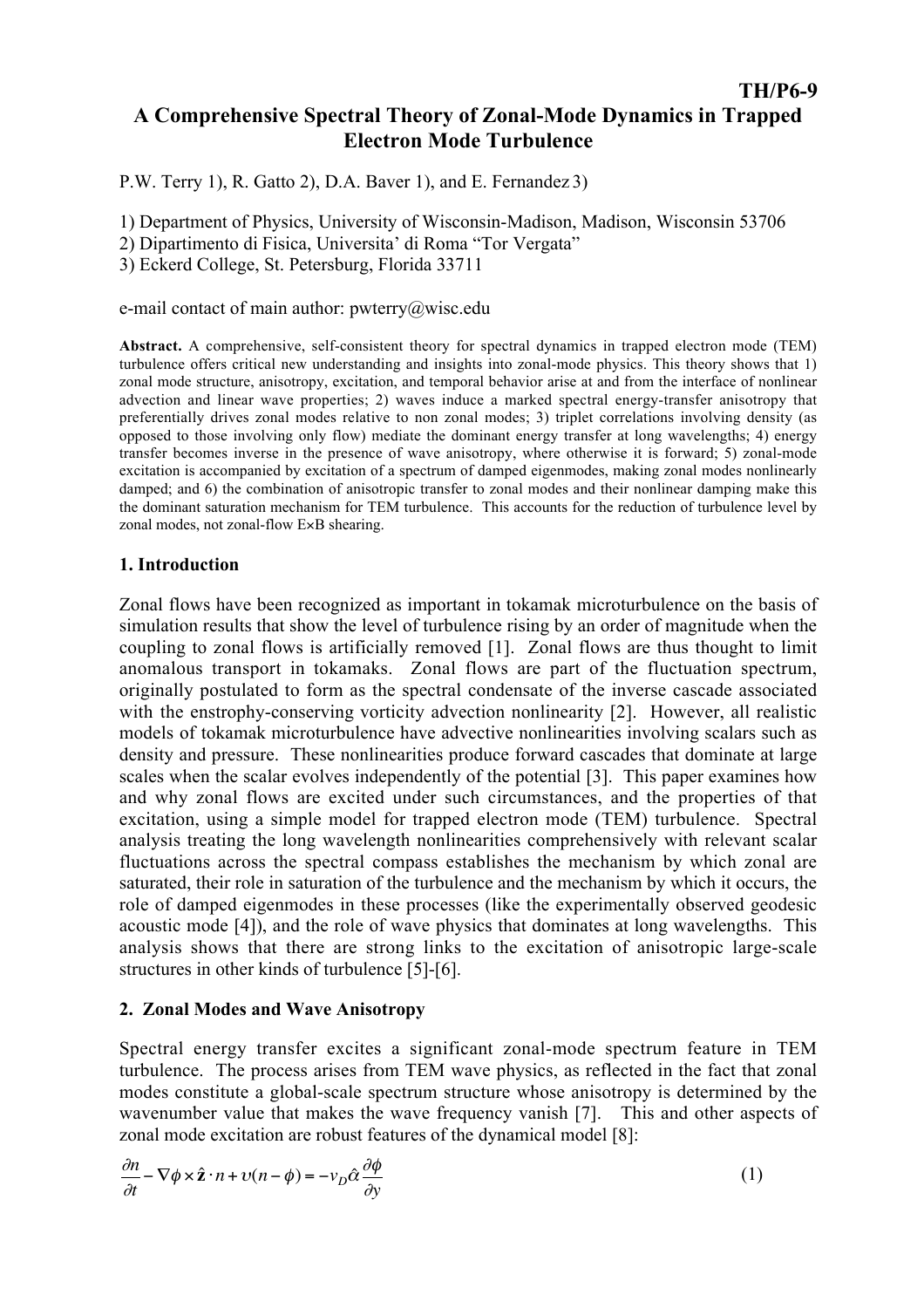TH/P6-9

# A Comprehensive Spectral Theory of Zonal-Mode Dynamics in Trapped Electron Mode Turbulence

P.W. Terry 1), R. Gatto 2), D.A. Baver 1), and E. Fernandez 3)

1) Department of Physics, University of Wisconsin-Madison, Madison, Wisconsin 53706
2) Dipartimento di Fisica, Universita' di Roma "Tor Vergata"
3) Eckerd College, St. Petersburg, Florida 33711

e-mail contact of main author: pwterry@wisc.edu

**Abstract.** A comprehensive, self-consistent theory for spectral dynamics in trapped electron mode (TEM) turbulence offers critical new understanding and insights into zonal-mode physics. This theory shows that 1) zonal mode structure, anisotropy, excitation, and temporal behavior arise at and from the interface of nonlinear advection and linear wave properties; 2) waves induce a marked spectral energy-transfer anisotropy that preferentially drives zonal modes relative to non zonal modes; 3) triplet correlations involving density (as opposed to those involving only flow) mediate the dominant energy transfer at long wavelengths; 4) energy transfer becomes inverse in the presence of wave anisotropy, where otherwise it is forward; 5) zonal-mode excitation is accompanied by excitation of a spectrum of damped eigenmodes, making zonal modes nonlinearly damped; and 6) the combination of anisotropic transfer to zonal modes and their nonlinear damping make this the dominant saturation mechanism for TEM turbulence. This accounts for the reduction of turbulence level by zonal modes, not zonal-flow E×B shearing.

## 1. Introduction

Zonal flows have been recognized as important in tokamak microturbulence on the basis of simulation results that show the level of turbulence rising by an order of magnitude when the coupling to zonal flows is artificially removed [1]. Zonal flows are thus thought to limit anomalous transport in tokamaks. Zonal flows are part of the fluctuation spectrum, originally postulated to form as the spectral condensate of the inverse cascade associated with the enstrophy-conserving vorticity advection nonlinearity [2]. However, all realistic models of tokamak microturbulence have advective nonlinearities involving scalars such as density and pressure. These nonlinearities produce forward cascades that dominate at large scales when the scalar evolves independently of the potential [3]. This paper examines how and why zonal flows are excited under such circumstances, and the properties of that excitation, using a simple model for trapped electron mode (TEM) turbulence. Spectral analysis treating the long wavelength nonlinearities comprehensively with relevant scalar fluctuations across the spectral compass establishes the mechanism by which zonal are saturated, their role in saturation of the turbulence and the mechanism by which it occurs, the role of damped eigenmodes in these processes (like the experimentally observed geodesic acoustic mode [4]), and the role of wave physics that dominates at long wavelengths. This analysis shows that there are strong links to the excitation of anisotropic large-scale structures in other kinds of turbulence [5]-[6].

## 2. Zonal Modes and Wave Anisotropy

Spectral energy transfer excites a significant zonal-mode spectrum feature in TEM turbulence. The process arises from TEM wave physics, as reflected in the fact that zonal modes constitute a global-scale spectrum structure whose anisotropy is determined by the wavenumber value that makes the wave frequency vanish [7]. This and other aspects of zonal mode excitation are robust features of the dynamical model [8]:

$$\frac{\partial n}{\partial t} - \nabla\phi \times \hat{\mathbf{z}} \cdot n + \upsilon(n - \phi) = -v_D \hat{\alpha} \frac{\partial \phi}{\partial y} \tag{1}$$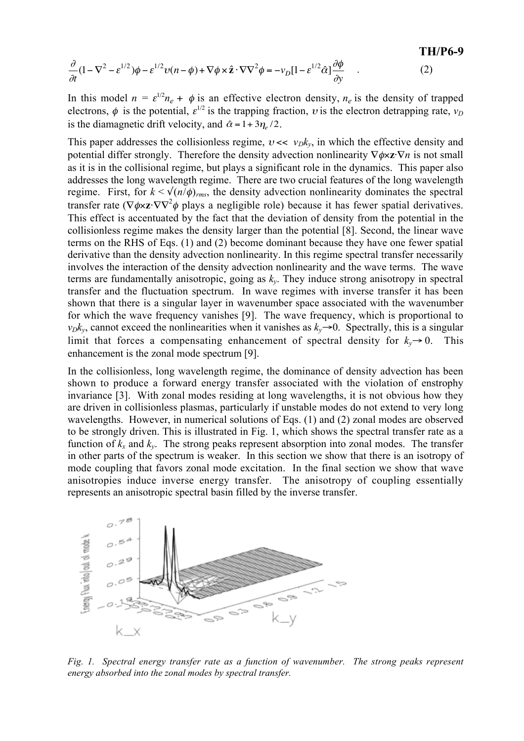$$\frac{\partial}{\partial t}(1-\nabla^2-\varepsilon^{1/2})\phi-\varepsilon^{1/2}\upsilon(n-\phi)+\nabla\phi\times\hat{\mathbf{z}}\cdot\nabla\nabla^2\phi=-v_D[1-\varepsilon^{1/2}\hat{\alpha}]\frac{\partial\phi}{\partial y} \quad . \tag{2}$$

In this model $n = \varepsilon^{1/2}n_e + \phi$ is an effective electron density, $n_e$ is the density of trapped electrons, $\phi$ is the potential, $\varepsilon^{1/2}$ is the trapping fraction, $\upsilon$ is the electron detrapping rate, $v_D$ is the diamagnetic drift velocity, and $\hat{\alpha} = 1 + 3\eta_e/2$.

This paper addresses the collisionless regime, $\upsilon << v_D k_y$, in which the effective density and potential differ strongly. Therefore the density advection nonlinearity $\nabla\phi\times\mathbf{z}\cdot\nabla n$ is not small as it is in the collisional regime, but plays a significant role in the dynamics. This paper also addresses the long wavelength regime. There are two crucial features of the long wavelength regime. First, for $k < \sqrt{(n/\phi)_{rms}}$, the density advection nonlinearity dominates the spectral transfer rate ($\nabla\phi\times\mathbf{z}\cdot\nabla\nabla^2\phi$ plays a negligible role) because it has fewer spatial derivatives. This effect is accentuated by the fact that the deviation of density from the potential in the collisionless regime makes the density larger than the potential [8]. Second, the linear wave terms on the RHS of Eqs. (1) and (2) become dominant because they have one fewer spatial derivative than the density advection nonlinearity. In this regime spectral transfer necessarily involves the interaction of the density advection nonlinearity and the wave terms. The wave terms are fundamentally anisotropic, going as $k_y$. They induce strong anisotropy in spectral transfer and the fluctuation spectrum. In wave regimes with inverse transfer it has been shown that there is a singular layer in wavenumber space associated with the wavenumber for which the wave frequency vanishes [9]. The wave frequency, which is proportional to $v_D k_y$, cannot exceed the nonlinearities when it vanishes as $k_y \to 0$. Spectrally, this is a singular limit that forces a compensating enhancement of spectral density for $k_y \to 0$. This enhancement is the zonal mode spectrum [9].

In the collisionless, long wavelength regime, the dominance of density advection has been shown to produce a forward energy transfer associated with the violation of enstrophy invariance [3]. With zonal modes residing at long wavelengths, it is not obvious how they are driven in collisionless plasmas, particularly if unstable modes do not extend to very long wavelengths. However, in numerical solutions of Eqs. (1) and (2) zonal modes are observed to be strongly driven. This is illustrated in Fig. 1, which shows the spectral transfer rate as a function of $k_x$ and $k_y$. The strong peaks represent absorption into zonal modes. The transfer in other parts of the spectrum is weaker. In this section we show that there is an isotropy of mode coupling that favors zonal mode excitation. In the final section we show that wave anisotropies induce inverse energy transfer. The anisotropy of coupling essentially represents an anisotropic spectral basin filled by the inverse transfer.

Energy Flux into/out of mode k

0.78
0.54
0.29
0.05
-0.18

k_x

0.0 0.3 0.6 0.9 1.2 1.5

k_y

*Fig. 1. Spectral energy transfer rate as a function of wavenumber. The strong peaks represent energy absorbed into the zonal modes by spectral transfer.*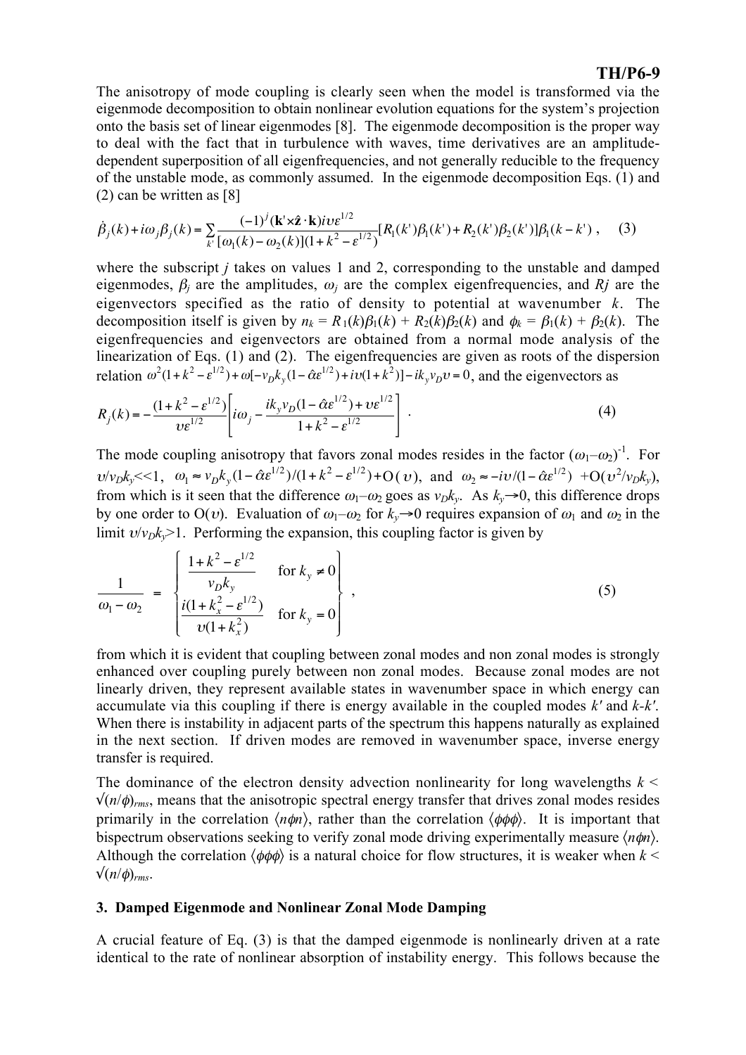The anisotropy of mode coupling is clearly seen when the model is transformed via the eigenmode decomposition to obtain nonlinear evolution equations for the system's projection onto the basis set of linear eigenmodes [8]. The eigenmode decomposition is the proper way to deal with the fact that in turbulence with waves, time derivatives are an amplitude-dependent superposition of all eigenfrequencies, and not generally reducible to the frequency of the unstable mode, as commonly assumed. In the eigenmode decomposition Eqs. (1) and (2) can be written as [8]

$$\dot{\beta}_j(k) + i\omega_j\beta_j(k) = \sum_{k'} \frac{(-1)^j(\mathbf{k}'\times\hat{\mathbf{z}}\cdot\mathbf{k})i\upsilon\varepsilon^{1/2}}{[\omega_1(k)-\omega_2(k)](1+k^2-\varepsilon^{1/2})}[R_1(k')\beta_1(k') + R_2(k')\beta_2(k')]\beta_1(k-k') , \quad (3)$$

where the subscript $j$ takes on values 1 and 2, corresponding to the unstable and damped eigenmodes, $\beta_j$ are the amplitudes, $\omega_j$ are the complex eigenfrequencies, and $Rj$ are the eigenvectors specified as the ratio of density to potential at wavenumber $k$. The decomposition itself is given by $n_k = R_1(k)\beta_1(k) + R_2(k)\beta_2(k)$ and $\phi_k = \beta_1(k) + \beta_2(k)$. The eigenfrequencies and eigenvectors are obtained from a normal mode analysis of the linearization of Eqs. (1) and (2). The eigenfrequencies are given as roots of the dispersion relation $\omega^2(1+k^2-\varepsilon^{1/2}) + \omega[-v_Dk_y(1-\hat{\alpha}\varepsilon^{1/2}) + i\upsilon(1+k^2)] - ik_yv_D\upsilon = 0$, and the eigenvectors as

$$R_j(k) = -\frac{(1+k^2-\varepsilon^{1/2})}{\upsilon\varepsilon^{1/2}}\left[i\omega_j - \frac{ik_yv_D(1-\hat{\alpha}\varepsilon^{1/2}) + \upsilon\varepsilon^{1/2}}{1+k^2-\varepsilon^{1/2}}\right] . \quad (4)$$

The mode coupling anisotropy that favors zonal modes resides in the factor $(\omega_1-\omega_2)^{-1}$. For $\upsilon/v_Dk_y<<1$, $\omega_1 \approx v_Dk_y(1-\hat{\alpha}\varepsilon^{1/2})/(1+k^2-\varepsilon^{1/2}) + \mathrm{O}(\upsilon)$, and $\omega_2 \approx -i\upsilon/(1-\hat{\alpha}\varepsilon^{1/2})$ $+\mathrm{O}(\upsilon^2/v_Dk_y)$, from which is it seen that the difference $\omega_1-\omega_2$ goes as $v_Dk_y$. As $k_y\to 0$, this difference drops by one order to $\mathrm{O}(\upsilon)$. Evaluation of $\omega_1-\omega_2$ for $k_y\to 0$ requires expansion of $\omega_1$ and $\omega_2$ in the limit $\upsilon/v_Dk_y>1$. Performing the expansion, this coupling factor is given by

$$\frac{1}{\omega_1-\omega_2} = \left\{ \begin{array}{ll} \dfrac{1+k^2-\varepsilon^{1/2}}{v_Dk_y} & \text{for } k_y \neq 0 \\ \dfrac{i(1+k_x^2-\varepsilon^{1/2})}{\upsilon(1+k_x^2)} & \text{for } k_y = 0 \end{array} \right\} , \quad (5)$$

from which it is evident that coupling between zonal modes and non zonal modes is strongly enhanced over coupling purely between non zonal modes. Because zonal modes are not linearly driven, they represent available states in wavenumber space in which energy can accumulate via this coupling if there is energy available in the coupled modes $k'$ and $k$-$k'$. When there is instability in adjacent parts of the spectrum this happens naturally as explained in the next section. If driven modes are removed in wavenumber space, inverse energy transfer is required.

The dominance of the electron density advection nonlinearity for long wavelengths $k < \sqrt{(n/\phi)_{rms}}$, means that the anisotropic spectral energy transfer that drives zonal modes resides primarily in the correlation $\langle n\phi n\rangle$, rather than the correlation $\langle\phi\phi\phi\rangle$. It is important that bispectrum observations seeking to verify zonal mode driving experimentally measure $\langle n\phi n\rangle$. Although the correlation $\langle\phi\phi\phi\rangle$ is a natural choice for flow structures, it is weaker when $k < \sqrt{(n/\phi)_{rms}}$.

### 3. Damped Eigenmode and Nonlinear Zonal Mode Damping

A crucial feature of Eq. (3) is that the damped eigenmode is nonlinearly driven at a rate identical to the rate of nonlinear absorption of instability energy. This follows because the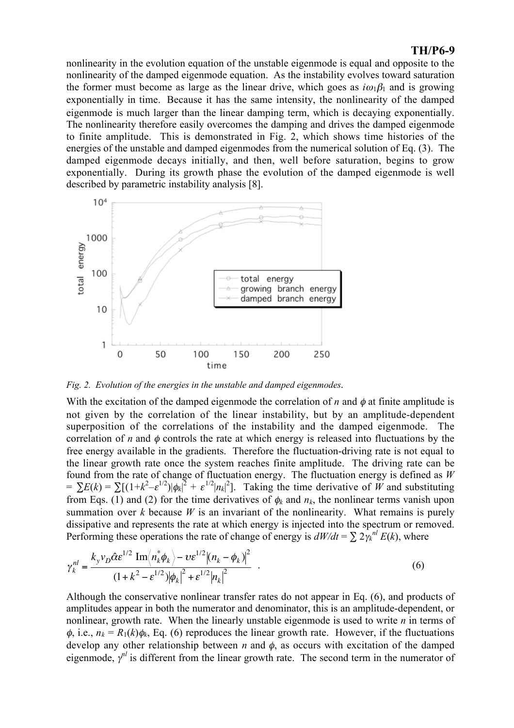nonlinearity in the evolution equation of the unstable eigenmode is equal and opposite to the nonlinearity of the damped eigenmode equation. As the instability evolves toward saturation the former must become as large as the linear drive, which goes as $i\omega_1\beta_1$ and is growing exponentially in time. Because it has the same intensity, the nonlinearity of the damped eigenmode is much larger than the linear damping term, which is decaying exponentially. The nonlinearity therefore easily overcomes the damping and drives the damped eigenmode to finite amplitude. This is demonstrated in Fig. 2, which shows time histories of the energies of the unstable and damped eigenmodes from the numerical solution of Eq. (3). The damped eigenmode decays initially, and then, well before saturation, begins to grow exponentially. During its growth phase the evolution of the damped eigenmode is well described by parametric instability analysis [8].

total energy
10⁴
1000
100
10
1
0
50
100
150
200
250
time
total energy
growing branch energy
damped branch energy

*Fig. 2. Evolution of the energies in the unstable and damped eigenmodes.*

With the excitation of the damped eigenmode the correlation of $n$ and $\phi$ at finite amplitude is not given by the correlation of the linear instability, but by an amplitude-dependent superposition of the correlations of the instability and the damped eigenmode. The correlation of $n$ and $\phi$ controls the rate at which energy is released into fluctuations by the free energy available in the gradients. Therefore the fluctuation-driving rate is not equal to the linear growth rate once the system reaches finite amplitude. The driving rate can be found from the rate of change of fluctuation energy. The fluctuation energy is defined as $W = \sum E(k) = \sum[(1+k^2-\varepsilon^{1/2})|\phi_k|^2 + \varepsilon^{1/2}|n_k|^2]$. Taking the time derivative of $W$ and substituting from Eqs. (1) and (2) for the time derivatives of $\phi_k$ and $n_k$, the nonlinear terms vanish upon summation over $k$ because $W$ is an invariant of the nonlinearity. What remains is purely dissipative and represents the rate at which energy is injected into the spectrum or removed. Performing these operations the rate of change of energy is $dW/dt = \sum 2\gamma_k^{nl} E(k)$, where

$$\gamma_k^{nl} = \frac{k_y v_D \hat{\alpha} \varepsilon^{1/2}\, \mathrm{Im}\langle n_k^* \phi_k \rangle - \upsilon \varepsilon^{1/2} |(n_k - \phi_k)|^2}{(1+k^2-\varepsilon^{1/2})|\phi_k|^2 + \varepsilon^{1/2}|n_k|^2} \quad . \tag{6}$$

Although the conservative nonlinear transfer rates do not appear in Eq. (6), and products of amplitudes appear in both the numerator and denominator, this is an amplitude-dependent, or nonlinear, growth rate. When the linearly unstable eigenmode is used to write $n$ in terms of $\phi$, i.e., $n_k = R_1(k)\phi_k$, Eq. (6) reproduces the linear growth rate. However, if the fluctuations develop any other relationship between $n$ and $\phi$, as occurs with excitation of the damped eigenmode, $\gamma^{nl}$ is different from the linear growth rate. The second term in the numerator of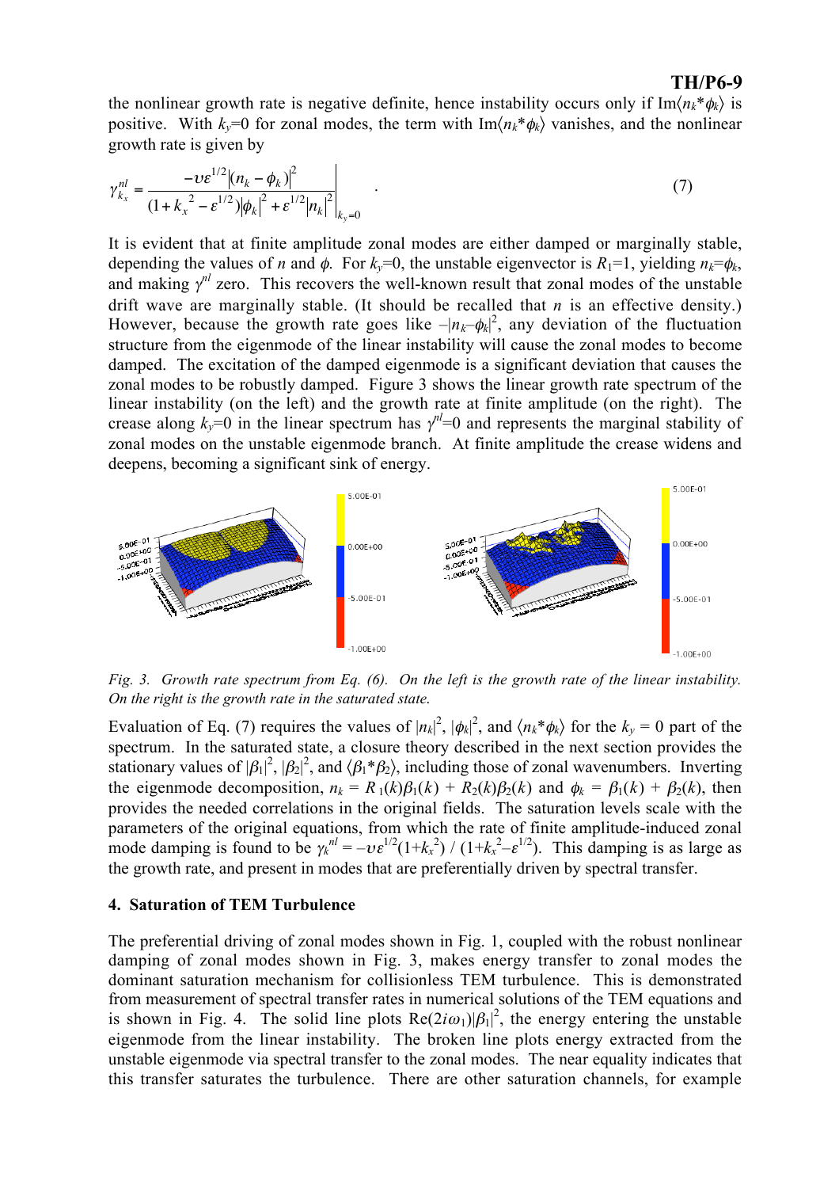the nonlinear growth rate is negative definite, hence instability occurs only if $\text{Im}\langle n_k{}^*\phi_k\rangle$ is positive. With $k_y$=0 for zonal modes, the term with $\text{Im}\langle n_k{}^*\phi_k\rangle$ vanishes, and the nonlinear growth rate is given by

$$\gamma_{k_x}^{nl} = \left. \frac{-\upsilon\varepsilon^{1/2}\left|(n_k - \phi_k)\right|^2}{(1 + k_x{}^2 - \varepsilon^{1/2})\left|\phi_k\right|^2 + \varepsilon^{1/2}\left|n_k\right|^2} \right|_{k_y=0} . \tag{7}$$

It is evident that at finite amplitude zonal modes are either damped or marginally stable, depending the values of $n$ and $\phi$. For $k_y$=0, the unstable eigenvector is $R_1$=1, yielding $n_k$=$\phi_k$, and making $\gamma^{nl}$ zero. This recovers the well-known result that zonal modes of the unstable drift wave are marginally stable. (It should be recalled that $n$ is an effective density.) However, because the growth rate goes like $-|n_k-\phi_k|^2$, any deviation of the fluctuation structure from the eigenmode of the linear instability will cause the zonal modes to become damped. The excitation of the damped eigenmode is a significant deviation that causes the zonal modes to be robustly damped. Figure 3 shows the linear growth rate spectrum of the linear instability (on the left) and the growth rate at finite amplitude (on the right). The crease along $k_y$=0 in the linear spectrum has $\gamma^{nl}$=0 and represents the marginal stability of zonal modes on the unstable eigenmode branch. At finite amplitude the crease widens and deepens, becoming a significant sink of energy.

5.00E-01
0.00E+00
-5.00E-01
-1.00E+00

5.00E-01
0.00E+00
-5.00E-01
-1.00E+00

*Fig. 3. Growth rate spectrum from Eq. (6). On the left is the growth rate of the linear instability. On the right is the growth rate in the saturated state.*

Evaluation of Eq. (7) requires the values of $|n_k|^2$, $|\phi_k|^2$, and $\langle n_k{}^*\phi_k\rangle$ for the $k_y$ = 0 part of the spectrum. In the saturated state, a closure theory described in the next section provides the stationary values of $|\beta_1|^2$, $|\beta_2|^2$, and $\langle\beta_1{}^*\beta_2\rangle$, including those of zonal wavenumbers. Inverting the eigenmode decomposition, $n_k = R_1(k)\beta_1(k) + R_2(k)\beta_2(k)$ and $\phi_k = \beta_1(k) + \beta_2(k)$, then provides the needed correlations in the original fields. The saturation levels scale with the parameters of the original equations, from which the rate of finite amplitude-induced zonal mode damping is found to be $\gamma_k{}^{nl} = -\upsilon\varepsilon^{1/2}(1+k_x{}^2) / (1+k_x{}^2-\varepsilon^{1/2})$. This damping is as large as the growth rate, and present in modes that are preferentially driven by spectral transfer.

## 4. Saturation of TEM Turbulence

The preferential driving of zonal modes shown in Fig. 1, coupled with the robust nonlinear damping of zonal modes shown in Fig. 3, makes energy transfer to zonal modes the dominant saturation mechanism for collisionless TEM turbulence. This is demonstrated from measurement of spectral transfer rates in numerical solutions of the TEM equations and is shown in Fig. 4. The solid line plots $\text{Re}(2i\omega_1)|\beta_1|^2$, the energy entering the unstable eigenmode from the linear instability. The broken line plots energy extracted from the unstable eigenmode via spectral transfer to the zonal modes. The near equality indicates that this transfer saturates the turbulence. There are other saturation channels, for example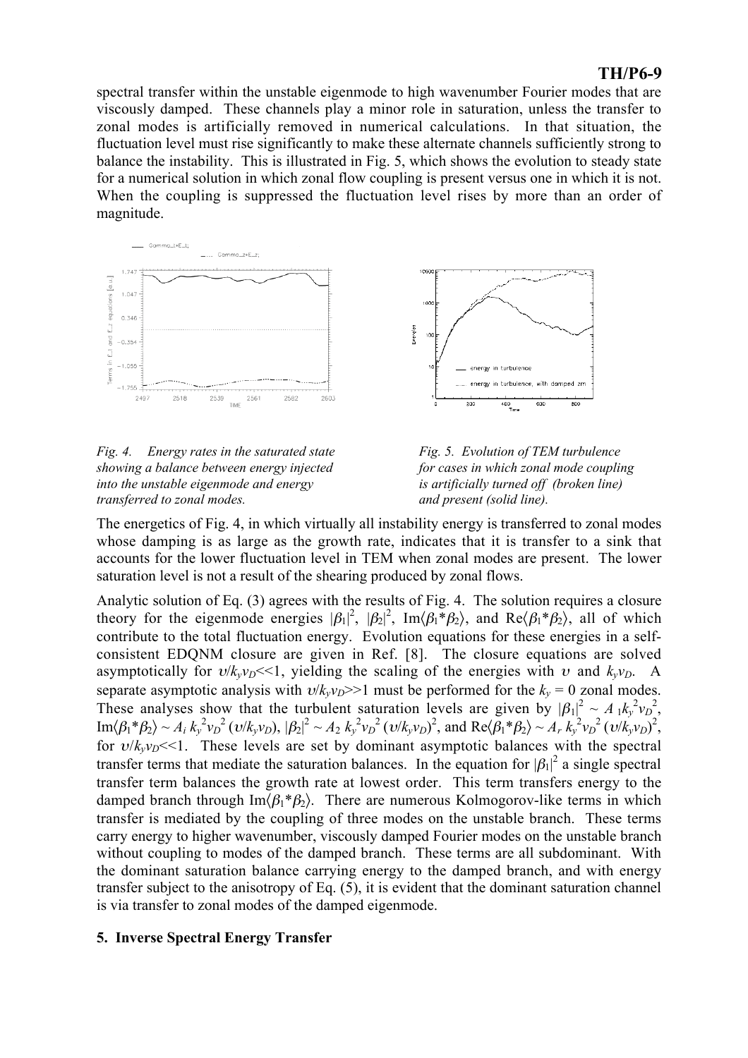spectral transfer within the unstable eigenmode to high wavenumber Fourier modes that are viscously damped. These channels play a minor role in saturation, unless the transfer to zonal modes is artificially removed in numerical calculations. In that situation, the fluctuation level must rise significantly to make these alternate channels sufficiently strong to balance the instability. This is illustrated in Fig. 5, which shows the evolution to steady state for a numerical solution in which zonal flow coupling is present versus one in which it is not. When the coupling is suppressed the fluctuation level rises by more than an order of magnitude.

Gamma_1*E_1;
Gamma_z*E_z;
Terms in E_1 and E_z equations [a.u.]
1.747
1.047
0.346
−0.354
−1.055
−1.755
2497 2518 2539 2561 2582 2603
TIME

*Fig. 4. Energy rates in the saturated state showing a balance between energy injected into the unstable eigenmode and energy transferred to zonal modes.*

Energies
10000
1000
100
10
1
0 200 400 600 800
Time
energy in turbulence
energy in turbulence, with damped zm

*Fig. 5. Evolution of TEM turbulence for cases in which zonal mode coupling is artificially turned off (broken line) and present (solid line).*

The energetics of Fig. 4, in which virtually all instability energy is transferred to zonal modes whose damping is as large as the growth rate, indicates that it is transfer to a sink that accounts for the lower fluctuation level in TEM when zonal modes are present. The lower saturation level is not a result of the shearing produced by zonal flows.

Analytic solution of Eq. (3) agrees with the results of Fig. 4. The solution requires a closure theory for the eigenmode energies $|\beta_1|^2$, $|\beta_2|^2$, $\mathrm{Im}\langle\beta_1{}^*\beta_2\rangle$, and $\mathrm{Re}\langle\beta_1{}^*\beta_2\rangle$, all of which contribute to the total fluctuation energy. Evolution equations for these energies in a self-consistent EDQNM closure are given in Ref. [8]. The closure equations are solved asymptotically for $\upsilon/k_y v_D$<<1, yielding the scaling of the energies with $\upsilon$ and $k_y v_D$. A separate asymptotic analysis with $\upsilon/k_y v_D$>>1 must be performed for the $k_y = 0$ zonal modes. These analyses show that the turbulent saturation levels are given by $|\beta_1|^2 \sim A_1 k_y^2 v_D^2$, $\mathrm{Im}\langle\beta_1{}^*\beta_2\rangle \sim A_i\, k_y^2 v_D^2\, (\upsilon/k_y v_D)$, $|\beta_2|^2 \sim A_2\, k_y^2 v_D^2\, (\upsilon/k_y v_D)^2$, and $\mathrm{Re}\langle\beta_1{}^*\beta_2\rangle \sim A_r\, k_y^2 v_D^2\, (\upsilon/k_y v_D)^2$, for $\upsilon/k_y v_D$<<1. These levels are set by dominant asymptotic balances with the spectral transfer terms that mediate the saturation balances. In the equation for $|\beta_1|^2$ a single spectral transfer term balances the growth rate at lowest order. This term transfers energy to the damped branch through $\mathrm{Im}\langle\beta_1{}^*\beta_2\rangle$. There are numerous Kolmogorov-like terms in which transfer is mediated by the coupling of three modes on the unstable branch. These terms carry energy to higher wavenumber, viscously damped Fourier modes on the unstable branch without coupling to modes of the damped branch. These terms are all subdominant. With the dominant saturation balance carrying energy to the damped branch, and with energy transfer subject to the anisotropy of Eq. (5), it is evident that the dominant saturation channel is via transfer to zonal modes of the damped eigenmode.

## 5. Inverse Spectral Energy Transfer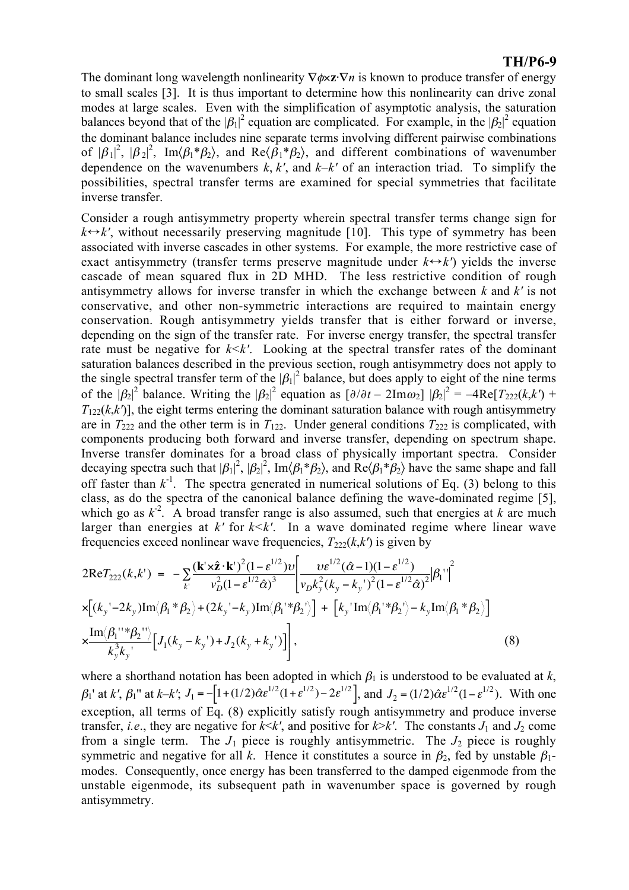The dominant long wavelength nonlinearity $\nabla\phi\times\mathbf{z}\cdot\nabla n$ is known to produce transfer of energy to small scales [3]. It is thus important to determine how this nonlinearity can drive zonal modes at large scales. Even with the simplification of asymptotic analysis, the saturation balances beyond that of the $|\beta_1|^2$ equation are complicated. For example, in the $|\beta_2|^2$ equation the dominant balance includes nine separate terms involving different pairwise combinations of $|\beta_1|^2$, $|\beta_2|^2$, $\mathrm{Im}\langle\beta_1{*}\beta_2\rangle$, and $\mathrm{Re}\langle\beta_1{*}\beta_2\rangle$, and different combinations of wavenumber dependence on the wavenumbers $k$, $k'$, and $k-k'$ of an interaction triad. To simplify the possibilities, spectral transfer terms are examined for special symmetries that facilitate inverse transfer.

Consider a rough antisymmetry property wherein spectral transfer terms change sign for $k\leftrightarrow k'$, without necessarily preserving magnitude [10]. This type of symmetry has been associated with inverse cascades in other systems. For example, the more restrictive case of exact antisymmetry (transfer terms preserve magnitude under $k\leftrightarrow k'$) yields the inverse cascade of mean squared flux in 2D MHD. The less restrictive condition of rough antisymmetry allows for inverse transfer in which the exchange between $k$ and $k'$ is not conservative, and other non-symmetric interactions are required to maintain energy conservation. Rough antisymmetry yields transfer that is either forward or inverse, depending on the sign of the transfer rate. For inverse energy transfer, the spectral transfer rate must be negative for $k<k'$. Looking at the spectral transfer rates of the dominant saturation balances described in the previous section, rough antisymmetry does not apply to the single spectral transfer term of the $|\beta_1|^2$ balance, but does apply to eight of the nine terms of the $|\beta_2|^2$ balance. Writing the $|\beta_2|^2$ equation as $[\partial/\partial t - 2\mathrm{Im}\omega_2]\,|\beta_2|^2 = -4\mathrm{Re}[T_{222}(k,k') + T_{122}(k,k')]$, the eight terms entering the dominant saturation balance with rough antisymmetry are in $T_{222}$ and the other term is in $T_{122}$. Under general conditions $T_{222}$ is complicated, with components producing both forward and inverse transfer, depending on spectrum shape. Inverse transfer dominates for a broad class of physically important spectra. Consider decaying spectra such that $|\beta_1|^2$, $|\beta_2|^2$, $\mathrm{Im}\langle\beta_1{*}\beta_2\rangle$, and $\mathrm{Re}\langle\beta_1{*}\beta_2\rangle$ have the same shape and fall off faster than $k^{-1}$. The spectra generated in numerical solutions of Eq. (3) belong to this class, as do the spectra of the canonical balance defining the wave-dominated regime [5], which go as $k^{-2}$. A broad transfer range is also assumed, such that energies at $k$ are much larger than energies at $k'$ for $k<k'$. In a wave dominated regime where linear wave frequencies exceed nonlinear wave frequencies, $T_{222}(k,k')$ is given by

$$
\begin{aligned}
2\mathrm{Re}T_{222}(k,k') \;=\; &-\sum_{k'}\frac{(\mathbf{k}'\times\hat{\mathbf{z}}\cdot\mathbf{k}')^2(1-\varepsilon^{1/2})\upsilon}{v_D^2(1-\varepsilon^{1/2}\hat{\alpha})^3}\Bigg[\frac{\upsilon\varepsilon^{1/2}(\hat{\alpha}-1)(1-\varepsilon^{1/2})}{v_D k_y^2(k_y-k_y')^2(1-\varepsilon^{1/2}\hat{\alpha})^2}\left|\beta_1''\right|^2 \\
&\times\Big[(k_y'-2k_y)\mathrm{Im}\langle\beta_1{*}\beta_2\rangle + (2k_y'-k_y)\mathrm{Im}\langle\beta_1'{*}\beta_2'\rangle\Big] \;+\; \Big[k_y'\mathrm{Im}\langle\beta_1'{*}\beta_2'\rangle - k_y\mathrm{Im}\langle\beta_1{*}\beta_2\rangle\Big] \\
&\times\frac{\mathrm{Im}\langle\beta_1''{*}\beta_2''\rangle}{k_y^3 k_y'}\Big[J_1(k_y-k_y') + J_2(k_y+k_y')\Big]\Bigg],
\end{aligned}
\tag{8}
$$

where a shorthand notation has been adopted in which $\beta_1$ is understood to be evaluated at $k$, $\beta_1'$ at $k'$, $\beta_1''$ at $k-k'$; $J_1 = -\left[1+(1/2)\hat{\alpha}\varepsilon^{1/2}(1+\varepsilon^{1/2})-2\varepsilon^{1/2}\right]$, and $J_2 = (1/2)\hat{\alpha}\varepsilon^{1/2}(1-\varepsilon^{1/2})$. With one exception, all terms of Eq. (8) explicitly satisfy rough antisymmetry and produce inverse transfer, *i.e*., they are negative for $k<k'$, and positive for $k>k'$. The constants $J_1$ and $J_2$ come from a single term. The $J_1$ piece is roughly antisymmetric. The $J_2$ piece is roughly symmetric and negative for all $k$. Hence it constitutes a source in $\beta_2$, fed by unstable $\beta_1$-modes. Consequently, once energy has been transferred to the damped eigenmode from the unstable eigenmode, its subsequent path in wavenumber space is governed by rough antisymmetry.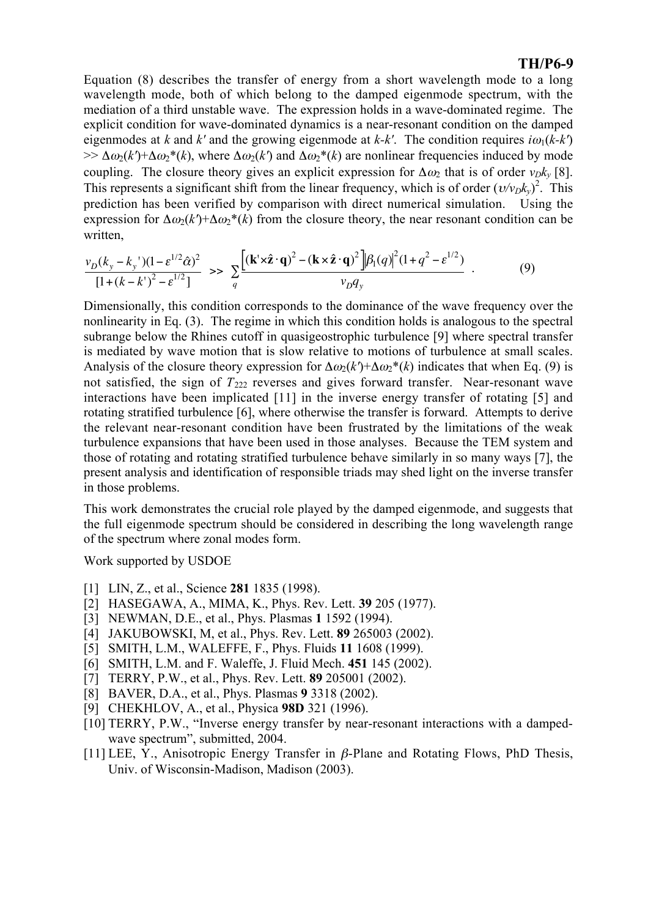Equation (8) describes the transfer of energy from a short wavelength mode to a long wavelength mode, both of which belong to the damped eigenmode spectrum, with the mediation of a third unstable wave. The expression holds in a wave-dominated regime. The explicit condition for wave-dominated dynamics is a near-resonant condition on the damped eigenmodes at $k$ and $k'$ and the growing eigenmode at $k$-$k'$. The condition requires $i\omega_1(k-k') >> \Delta\omega_2(k')+\Delta\omega_2{}^*(k)$, where $\Delta\omega_2(k')$ and $\Delta\omega_2{}^*(k)$ are nonlinear frequencies induced by mode coupling. The closure theory gives an explicit expression for $\Delta\omega_2$ that is of order $v_D k_y$ [8]. This represents a significant shift from the linear frequency, which is of order $(\upsilon/v_D k_y)^2$. This prediction has been verified by comparison with direct numerical simulation. Using the expression for $\Delta\omega_2(k')+\Delta\omega_2{}^*(k)$ from the closure theory, the near resonant condition can be written,

$$\frac{v_D(k_y - k_y')(1-\varepsilon^{1/2}\hat{\alpha})^2}{[1+(k-k')^2-\varepsilon^{1/2}]} >> \sum_q \frac{\left[(\mathbf{k}'\times\hat{\mathbf{z}}\cdot\mathbf{q})^2 - (\mathbf{k}\times\hat{\mathbf{z}}\cdot\mathbf{q})^2\right]\left|\beta_1(q)\right|^2(1+q^2-\varepsilon^{1/2})}{v_D q_y} \quad . \tag{9}$$

Dimensionally, this condition corresponds to the dominance of the wave frequency over the nonlinearity in Eq. (3). The regime in which this condition holds is analogous to the spectral subrange below the Rhines cutoff in quasigeostrophic turbulence [9] where spectral transfer is mediated by wave motion that is slow relative to motions of turbulence at small scales. Analysis of the closure theory expression for $\Delta\omega_2(k')+\Delta\omega_2{}^*(k)$ indicates that when Eq. (9) is not satisfied, the sign of $T_{222}$ reverses and gives forward transfer. Near-resonant wave interactions have been implicated [11] in the inverse energy transfer of rotating [5] and rotating stratified turbulence [6], where otherwise the transfer is forward. Attempts to derive the relevant near-resonant condition have been frustrated by the limitations of the weak turbulence expansions that have been used in those analyses. Because the TEM system and those of rotating and rotating stratified turbulence behave similarly in so many ways [7], the present analysis and identification of responsible triads may shed light on the inverse transfer in those problems.

This work demonstrates the crucial role played by the damped eigenmode, and suggests that the full eigenmode spectrum should be considered in describing the long wavelength range of the spectrum where zonal modes form.

Work supported by USDOE

[1] LIN, Z., et al., Science **281** 1835 (1998).
[2] HASEGAWA, A., MIMA, K., Phys. Rev. Lett. **39** 205 (1977).
[3] NEWMAN, D.E., et al., Phys. Plasmas **1** 1592 (1994).
[4] JAKUBOWSKI, M, et al., Phys. Rev. Lett. **89** 265003 (2002).
[5] SMITH, L.M., WALEFFE, F., Phys. Fluids **11** 1608 (1999).
[6] SMITH, L.M. and F. Waleffe, J. Fluid Mech. **451** 145 (2002).
[7] TERRY, P.W., et al., Phys. Rev. Lett. **89** 205001 (2002).
[8] BAVER, D.A., et al., Phys. Plasmas **9** 3318 (2002).
[9] CHEKHLOV, A., et al., Physica **98D** 321 (1996).
[10] TERRY, P.W., "Inverse energy transfer by near-resonant interactions with a damped-wave spectrum", submitted, 2004.
[11] LEE, Y., Anisotropic Energy Transfer in $\beta$-Plane and Rotating Flows, PhD Thesis, Univ. of Wisconsin-Madison, Madison (2003).